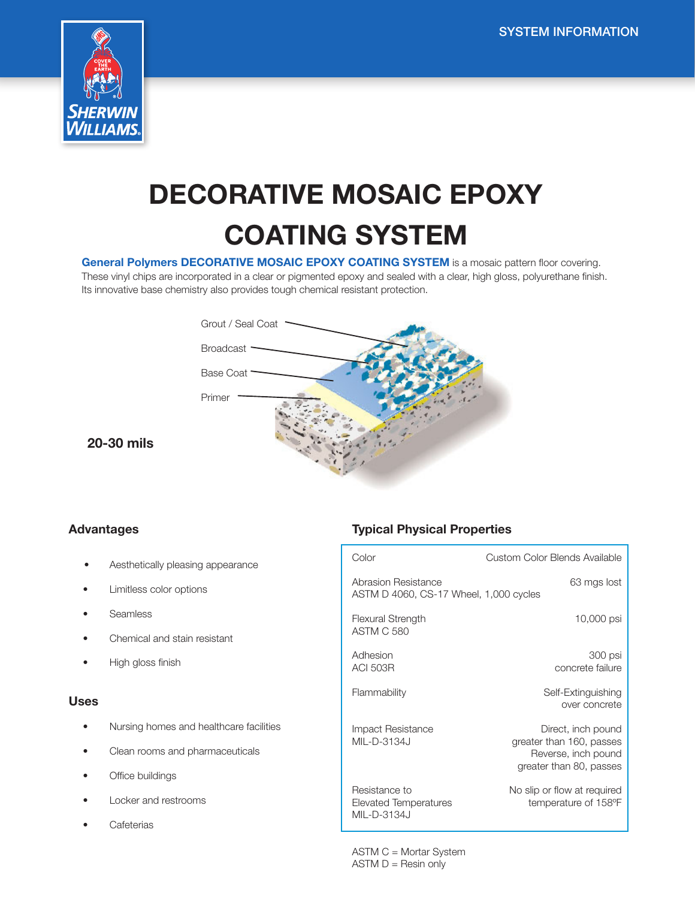SYSTEM INFORMATION

# DECORATIVE MOSAIC EPOXY COATING SYSTEM

**General Polymers DECORATIVE MOSAIC EPOXY COATING SYSTEM** is a mosaic pattern floor covering. These vinyl chips are incorporated in a clear or pigmented epoxy and sealed with a clear, high gloss, polyurethane finish. Its innovative base chemistry also provides tough chemical resistant protection.

Grout / Seal Coat

Broadcast

Base Coat

Primer

**20-30 mils**

## Advantages

- Aesthetically pleasing appearance
- Limitless color options
- Seamless
- Chemical and stain resistant
- High gloss finish

## Uses

- Nursing homes and healthcare facilities
- Clean rooms and pharmaceuticals
- Office buildings
- Locker and restrooms
- Cafeterias

## Typical Physical Properties

| Property | Value |
|---|---|
| Color | Custom Color Blends Available |
| Abrasion Resistance ASTM D 4060, CS-17 Wheel, 1,000 cycles | 63 mgs lost |
| Flexural Strength ASTM C 580 | 10,000 psi |
| Adhesion ACI 503R | 300 psi concrete failure |
| Flammability | Self-Extinguishing over concrete |
| Impact Resistance MIL-D-3134J | Direct, inch pound greater than 160, passes Reverse, inch pound greater than 80, passes |
| Resistance to Elevated Temperatures MIL-D-3134J | No slip or flow at required temperature of 158ºF |

ASTM C = Mortar System
ASTM D = Resin only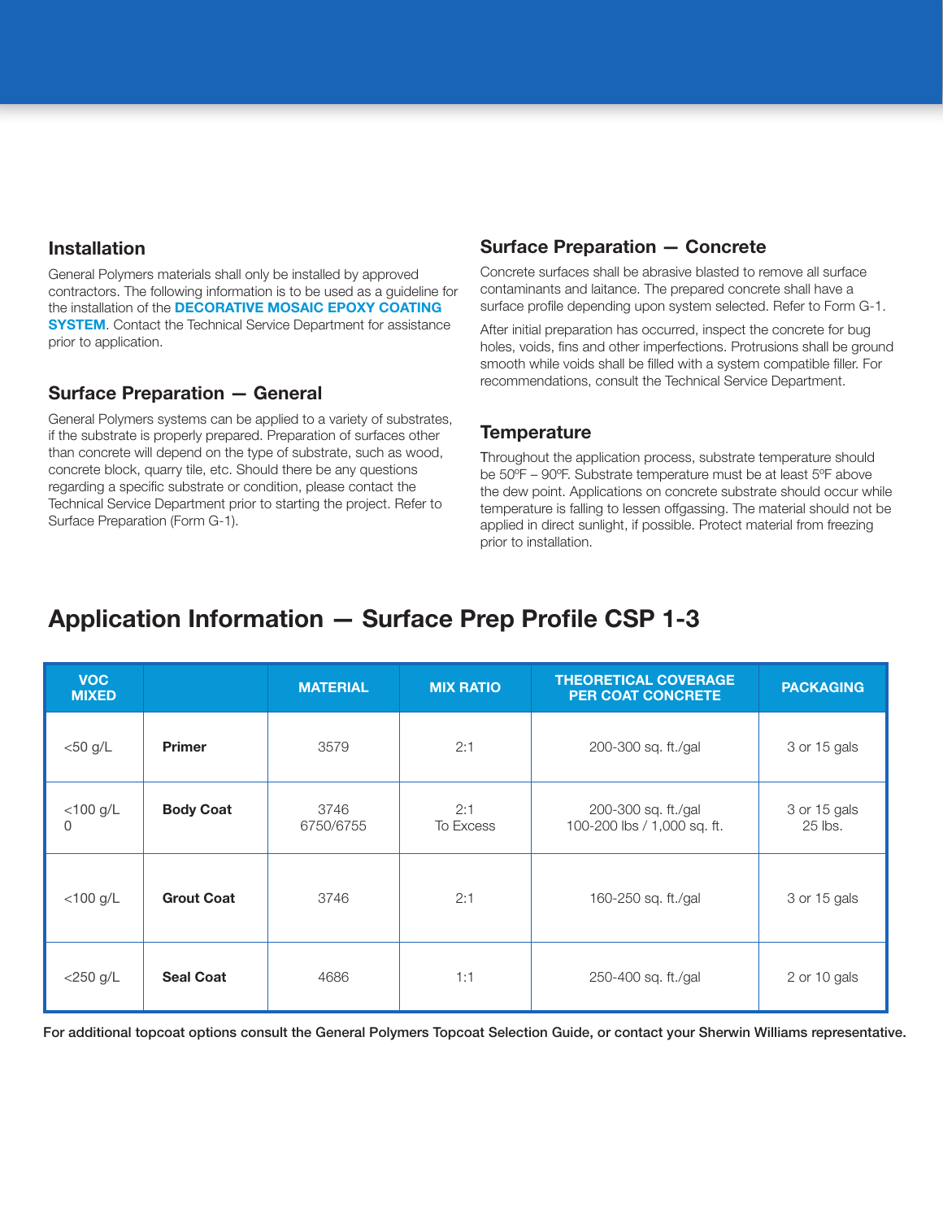## Installation

General Polymers materials shall only be installed by approved contractors. The following information is to be used as a guideline for the installation of the **DECORATIVE MOSAIC EPOXY COATING SYSTEM**. Contact the Technical Service Department for assistance prior to application.

## Surface Preparation — General

General Polymers systems can be applied to a variety of substrates, if the substrate is properly prepared. Preparation of surfaces other than concrete will depend on the type of substrate, such as wood, concrete block, quarry tile, etc. Should there be any questions regarding a specific substrate or condition, please contact the Technical Service Department prior to starting the project. Refer to Surface Preparation (Form G-1).

## Surface Preparation — Concrete

Concrete surfaces shall be abrasive blasted to remove all surface contaminants and laitance. The prepared concrete shall have a surface profile depending upon system selected. Refer to Form G-1.

After initial preparation has occurred, inspect the concrete for bug holes, voids, fins and other imperfections. Protrusions shall be ground smooth while voids shall be filled with a system compatible filler. For recommendations, consult the Technical Service Department.

## Temperature

Throughout the application process, substrate temperature should be 50ºF – 90ºF. Substrate temperature must be at least 5ºF above the dew point. Applications on concrete substrate should occur while temperature is falling to lessen offgassing. The material should not be applied in direct sunlight, if possible. Protect material from freezing prior to installation.

# Application Information — Surface Prep Profile CSP 1-3

| VOC MIXED | | MATERIAL | MIX RATIO | THEORETICAL COVERAGE PER COAT CONCRETE | PACKAGING |
|---|---|---|---|---|---|
| <50 g/L | **Primer** | 3579 | 2:1 | 200-300 sq. ft./gal | 3 or 15 gals |
| <100 g/L 0 | **Body Coat** | 3746 6750/6755 | 2:1 To Excess | 200-300 sq. ft./gal 100-200 lbs / 1,000 sq. ft. | 3 or 15 gals 25 lbs. |
| <100 g/L | **Grout Coat** | 3746 | 2:1 | 160-250 sq. ft./gal | 3 or 15 gals |
| <250 g/L | **Seal Coat** | 4686 | 1:1 | 250-400 sq. ft./gal | 2 or 10 gals |

**For additional topcoat options consult the General Polymers Topcoat Selection Guide, or contact your Sherwin Williams representative.**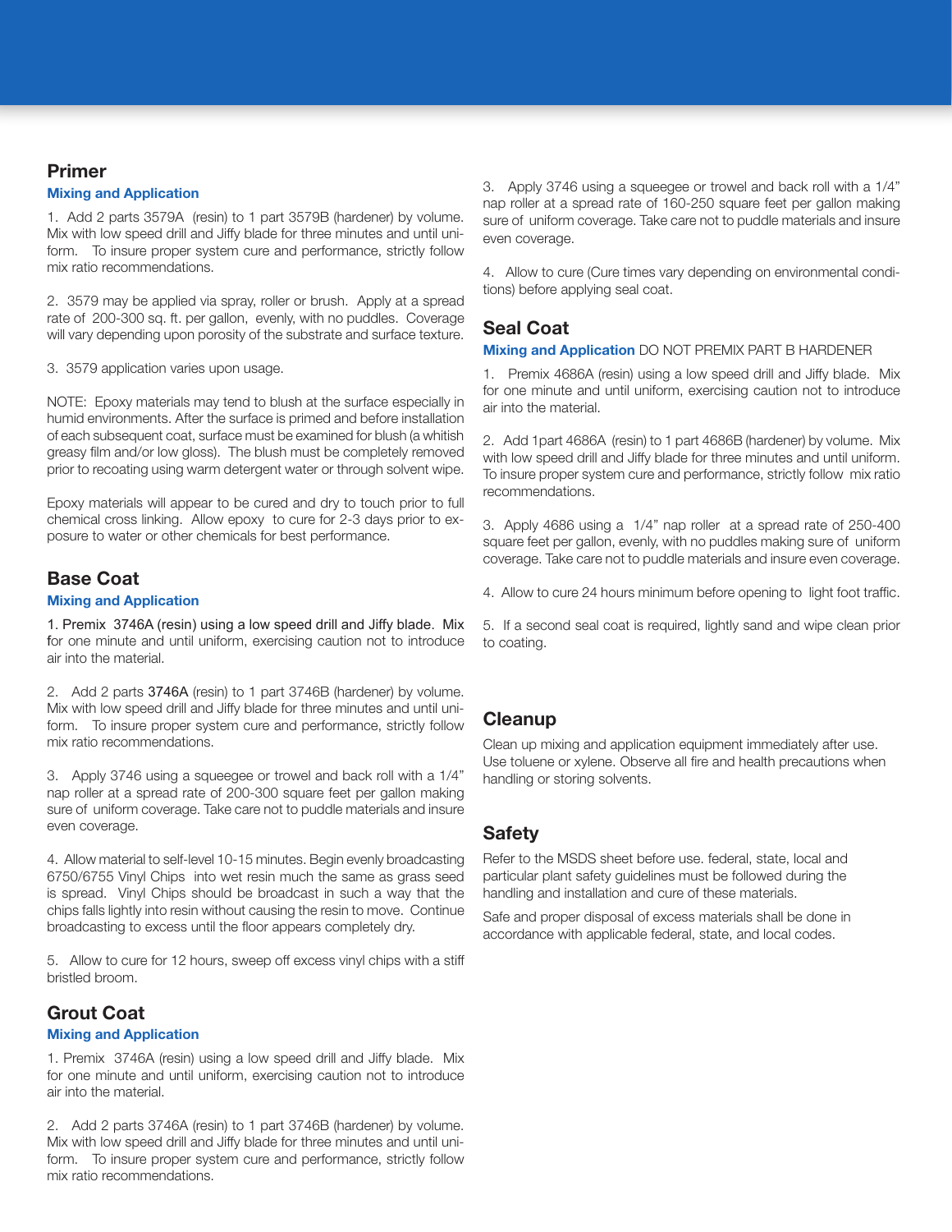## Primer

### Mixing and Application

1. Add 2 parts 3579A (resin) to 1 part 3579B (hardener) by volume. Mix with low speed drill and Jiffy blade for three minutes and until uniform. To insure proper system cure and performance, strictly follow mix ratio recommendations.

2. 3579 may be applied via spray, roller or brush. Apply at a spread rate of 200-300 sq. ft. per gallon, evenly, with no puddles. Coverage will vary depending upon porosity of the substrate and surface texture.

3. 3579 application varies upon usage.

NOTE: Epoxy materials may tend to blush at the surface especially in humid environments. After the surface is primed and before installation of each subsequent coat, surface must be examined for blush (a whitish greasy film and/or low gloss). The blush must be completely removed prior to recoating using warm detergent water or through solvent wipe.

Epoxy materials will appear to be cured and dry to touch prior to full chemical cross linking. Allow epoxy to cure for 2-3 days prior to exposure to water or other chemicals for best performance.

## Base Coat

### Mixing and Application

1. Premix 3746A (resin) using a low speed drill and Jiffy blade. Mix for one minute and until uniform, exercising caution not to introduce air into the material.

2. Add 2 parts 3746A (resin) to 1 part 3746B (hardener) by volume. Mix with low speed drill and Jiffy blade for three minutes and until uniform. To insure proper system cure and performance, strictly follow mix ratio recommendations.

3. Apply 3746 using a squeegee or trowel and back roll with a 1/4" nap roller at a spread rate of 200-300 square feet per gallon making sure of uniform coverage. Take care not to puddle materials and insure even coverage.

4. Allow material to self-level 10-15 minutes. Begin evenly broadcasting 6750/6755 Vinyl Chips into wet resin much the same as grass seed is spread. Vinyl Chips should be broadcast in such a way that the chips falls lightly into resin without causing the resin to move. Continue broadcasting to excess until the floor appears completely dry.

5. Allow to cure for 12 hours, sweep off excess vinyl chips with a stiff bristled broom.

## Grout Coat

### Mixing and Application

1. Premix 3746A (resin) using a low speed drill and Jiffy blade. Mix for one minute and until uniform, exercising caution not to introduce air into the material.

2. Add 2 parts 3746A (resin) to 1 part 3746B (hardener) by volume. Mix with low speed drill and Jiffy blade for three minutes and until uniform. To insure proper system cure and performance, strictly follow mix ratio recommendations.

3. Apply 3746 using a squeegee or trowel and back roll with a 1/4" nap roller at a spread rate of 160-250 square feet per gallon making sure of uniform coverage. Take care not to puddle materials and insure even coverage.

4. Allow to cure (Cure times vary depending on environmental conditions) before applying seal coat.

## Seal Coat

### Mixing and Application DO NOT PREMIX PART B HARDENER

1. Premix 4686A (resin) using a low speed drill and Jiffy blade. Mix for one minute and until uniform, exercising caution not to introduce air into the material.

2. Add 1part 4686A (resin) to 1 part 4686B (hardener) by volume. Mix with low speed drill and Jiffy blade for three minutes and until uniform. To insure proper system cure and performance, strictly follow mix ratio recommendations.

3. Apply 4686 using a 1/4" nap roller at a spread rate of 250-400 square feet per gallon, evenly, with no puddles making sure of uniform coverage. Take care not to puddle materials and insure even coverage.

4. Allow to cure 24 hours minimum before opening to light foot traffic.

5. If a second seal coat is required, lightly sand and wipe clean prior to coating.

## Cleanup

Clean up mixing and application equipment immediately after use. Use toluene or xylene. Observe all fire and health precautions when handling or storing solvents.

## Safety

Refer to the MSDS sheet before use. federal, state, local and particular plant safety guidelines must be followed during the handling and installation and cure of these materials.

Safe and proper disposal of excess materials shall be done in accordance with applicable federal, state, and local codes.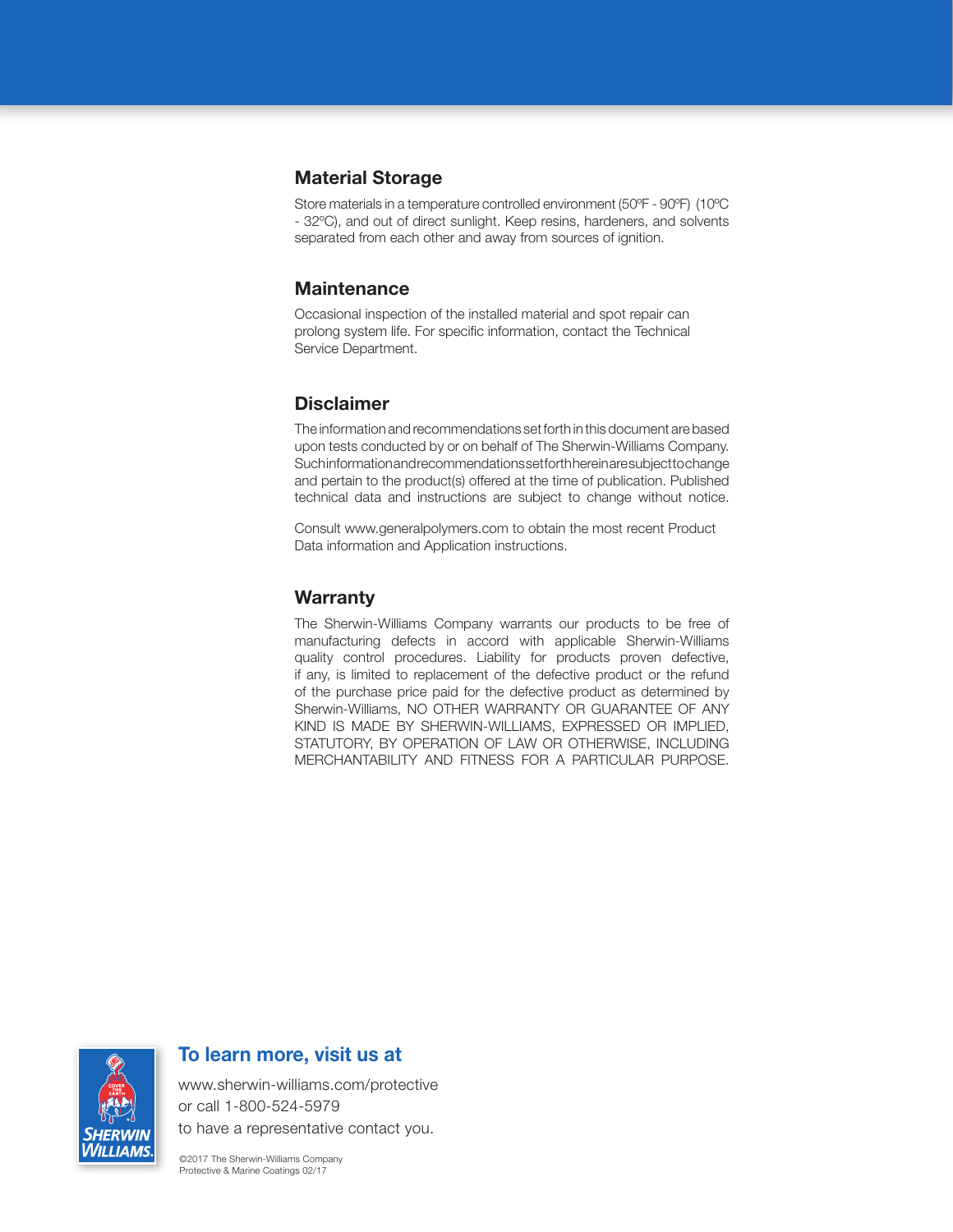## Material Storage

Store materials in a temperature controlled environment (50ºF - 90ºF) (10ºC - 32ºC), and out of direct sunlight. Keep resins, hardeners, and solvents separated from each other and away from sources of ignition.

## Maintenance

Occasional inspection of the installed material and spot repair can prolong system life. For specific information, contact the Technical Service Department.

## Disclaimer

The information and recommendations set forth in this document are based upon tests conducted by or on behalf of The Sherwin-Williams Company. Such information and recommendations set forth herein are subject to change and pertain to the product(s) offered at the time of publication. Published technical data and instructions are subject to change without notice.

Consult www.generalpolymers.com to obtain the most recent Product Data information and Application instructions.

## Warranty

The Sherwin-Williams Company warrants our products to be free of manufacturing defects in accord with applicable Sherwin-Williams quality control procedures. Liability for products proven defective, if any, is limited to replacement of the defective product or the refund of the purchase price paid for the defective product as determined by Sherwin-Williams, NO OTHER WARRANTY OR GUARANTEE OF ANY KIND IS MADE BY SHERWIN-WILLIAMS, EXPRESSED OR IMPLIED, STATUTORY, BY OPERATION OF LAW OR OTHERWISE, INCLUDING MERCHANTABILITY AND FITNESS FOR A PARTICULAR PURPOSE.

### To learn more, visit us at

www.sherwin-williams.com/protective
or call 1-800-524-5979
to have a representative contact you.

©2017 The Sherwin-Williams Company
Protective & Marine Coatings 02/17